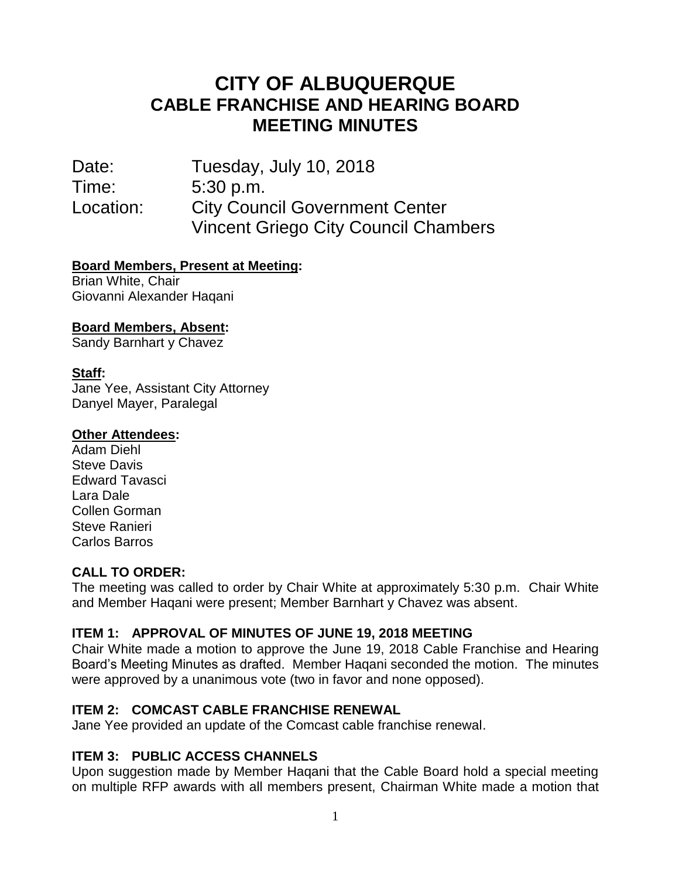# CITY OF ALBUQUERQUE
# CABLE FRANCHISE AND HEARING BOARD
# MEETING MINUTES

Date: Tuesday, July 10, 2018
Time: 5:30 p.m.
Location: City Council Government Center
Vincent Griego City Council Chambers

**Board Members, Present at Meeting:**
Brian White, Chair
Giovanni Alexander Haqani

**Board Members, Absent:**
Sandy Barnhart y Chavez

**Staff:**
Jane Yee, Assistant City Attorney
Danyel Mayer, Paralegal

**Other Attendees:**
Adam Diehl
Steve Davis
Edward Tavasci
Lara Dale
Collen Gorman
Steve Ranieri
Carlos Barros

**CALL TO ORDER:**
The meeting was called to order by Chair White at approximately 5:30 p.m. Chair White and Member Haqani were present; Member Barnhart y Chavez was absent.

**ITEM 1: APPROVAL OF MINUTES OF JUNE 19, 2018 MEETING**
Chair White made a motion to approve the June 19, 2018 Cable Franchise and Hearing Board's Meeting Minutes as drafted. Member Haqani seconded the motion. The minutes were approved by a unanimous vote (two in favor and none opposed).

**ITEM 2: COMCAST CABLE FRANCHISE RENEWAL**
Jane Yee provided an update of the Comcast cable franchise renewal.

**ITEM 3: PUBLIC ACCESS CHANNELS**
Upon suggestion made by Member Haqani that the Cable Board hold a special meeting on multiple RFP awards with all members present, Chairman White made a motion that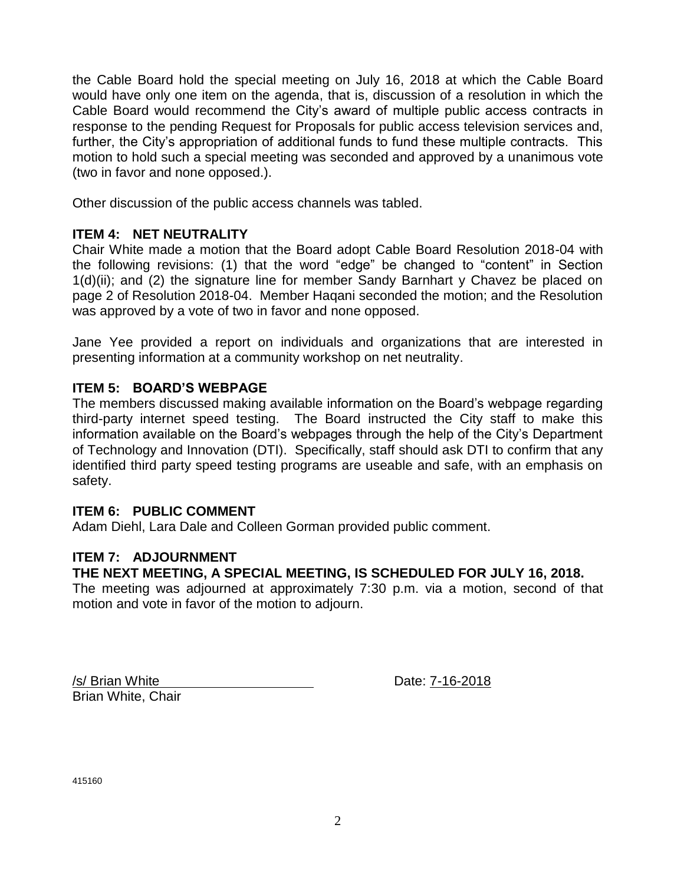the Cable Board hold the special meeting on July 16, 2018 at which the Cable Board would have only one item on the agenda, that is, discussion of a resolution in which the Cable Board would recommend the City's award of multiple public access contracts in response to the pending Request for Proposals for public access television services and, further, the City's appropriation of additional funds to fund these multiple contracts. This motion to hold such a special meeting was seconded and approved by a unanimous vote (two in favor and none opposed.).

Other discussion of the public access channels was tabled.

**ITEM 4: NET NEUTRALITY**

Chair White made a motion that the Board adopt Cable Board Resolution 2018-04 with the following revisions: (1) that the word "edge" be changed to "content" in Section 1(d)(ii); and (2) the signature line for member Sandy Barnhart y Chavez be placed on page 2 of Resolution 2018-04. Member Haqani seconded the motion; and the Resolution was approved by a vote of two in favor and none opposed.

Jane Yee provided a report on individuals and organizations that are interested in presenting information at a community workshop on net neutrality.

**ITEM 5: BOARD'S WEBPAGE**

The members discussed making available information on the Board's webpage regarding third-party internet speed testing. The Board instructed the City staff to make this information available on the Board's webpages through the help of the City's Department of Technology and Innovation (DTI). Specifically, staff should ask DTI to confirm that any identified third party speed testing programs are useable and safe, with an emphasis on safety.

**ITEM 6: PUBLIC COMMENT**

Adam Diehl, Lara Dale and Colleen Gorman provided public comment.

**ITEM 7: ADJOURNMENT**

**THE NEXT MEETING, A SPECIAL MEETING, IS SCHEDULED FOR JULY 16, 2018.**

The meeting was adjourned at approximately 7:30 p.m. via a motion, second of that motion and vote in favor of the motion to adjourn.

/s/ Brian White Date: 7-16-2018

Brian White, Chair

415160